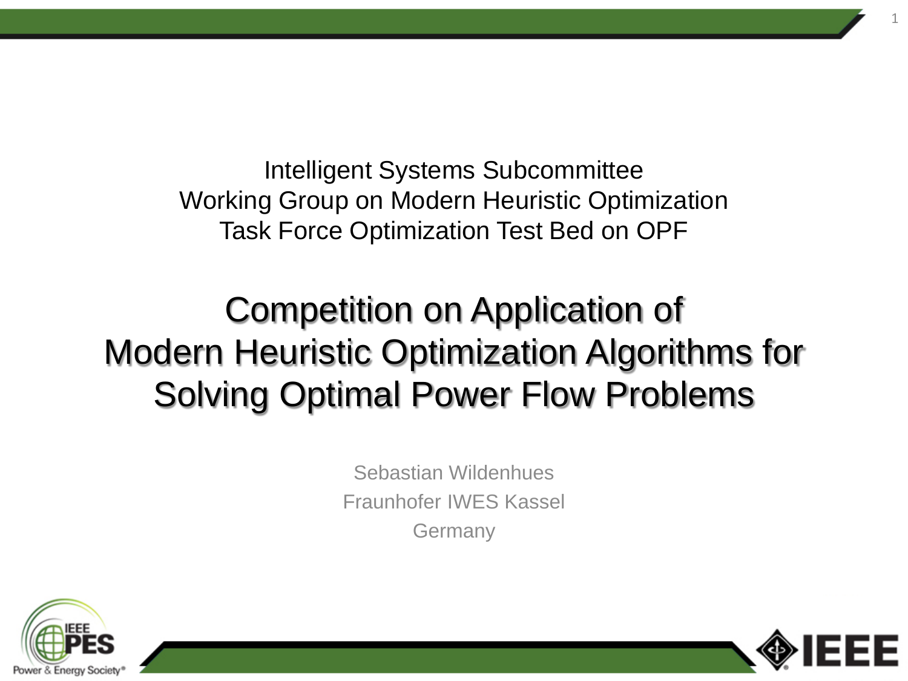Intelligent Systems Subcommittee
Working Group on Modern Heuristic Optimization
Task Force Optimization Test Bed on OPF

# Competition on Application of Modern Heuristic Optimization Algorithms for Solving Optimal Power Flow Problems

Sebastian Wildenhues
Fraunhofer IWES Kassel
Germany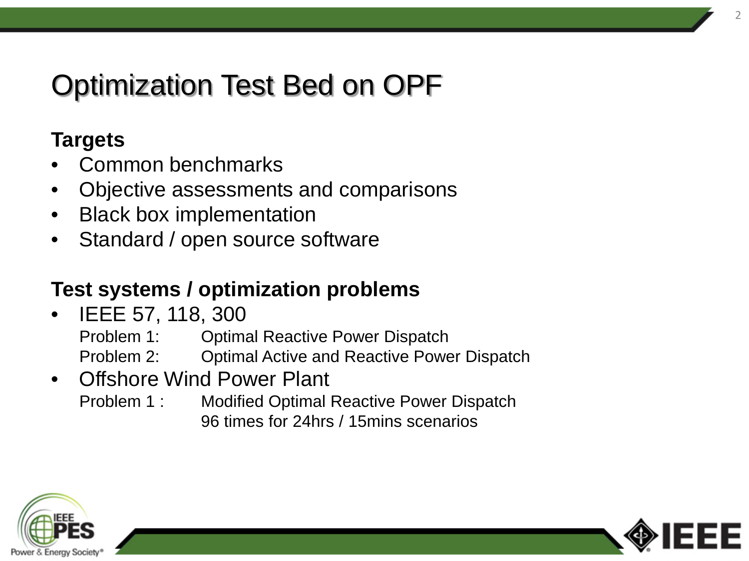# Optimization Test Bed on OPF

**Targets**

- Common benchmarks
- Objective assessments and comparisons
- Black box implementation
- Standard / open source software

**Test systems / optimization problems**

- IEEE 57, 118, 300
  - Problem 1: Optimal Reactive Power Dispatch
  - Problem 2: Optimal Active and Reactive Power Dispatch
- Offshore Wind Power Plant
  - Problem 1 : Modified Optimal Reactive Power Dispatch
    96 times for 24hrs / 15mins scenarios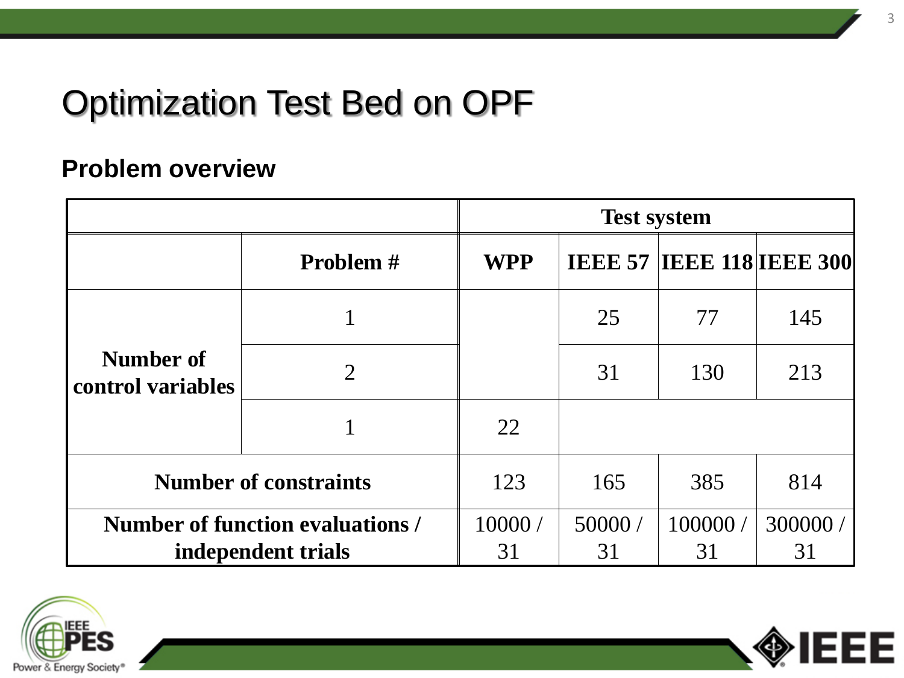# Optimization Test Bed on OPF

## Problem overview

| | | Test system | | | |
|---|---|---|---|---|---|
| | **Problem #** | **WPP** | **IEEE 57** | **IEEE 118** | **IEEE 300** |
| **Number of control variables** | 1 | | 25 | 77 | 145 |
| | 2 | | 31 | 130 | 213 |
| | 1 | 22 | | | |
| **Number of constraints** | | 123 | 165 | 385 | 814 |
| **Number of function evaluations / independent trials** | | 10000 / 31 | 50000 / 31 | 100000 / 31 | 300000 / 31 |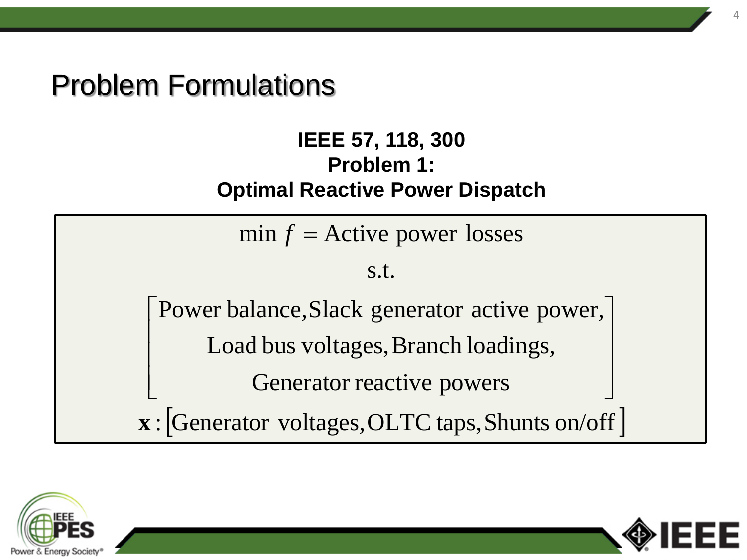# Problem Formulations

**IEEE 57, 118, 300**
**Problem 1:**
**Optimal Reactive Power Dispatch**

$$\min f = \text{Active power losses}$$

$$\text{s.t.}$$

$$\begin{bmatrix} \text{Power balance, Slack generator active power,} \\ \text{Load bus voltages, Branch loadings,} \\ \text{Generator reactive powers} \end{bmatrix}$$

$$\mathbf{x} : \left[ \text{Generator voltages, OLTC taps, Shunts on/off} \right]$$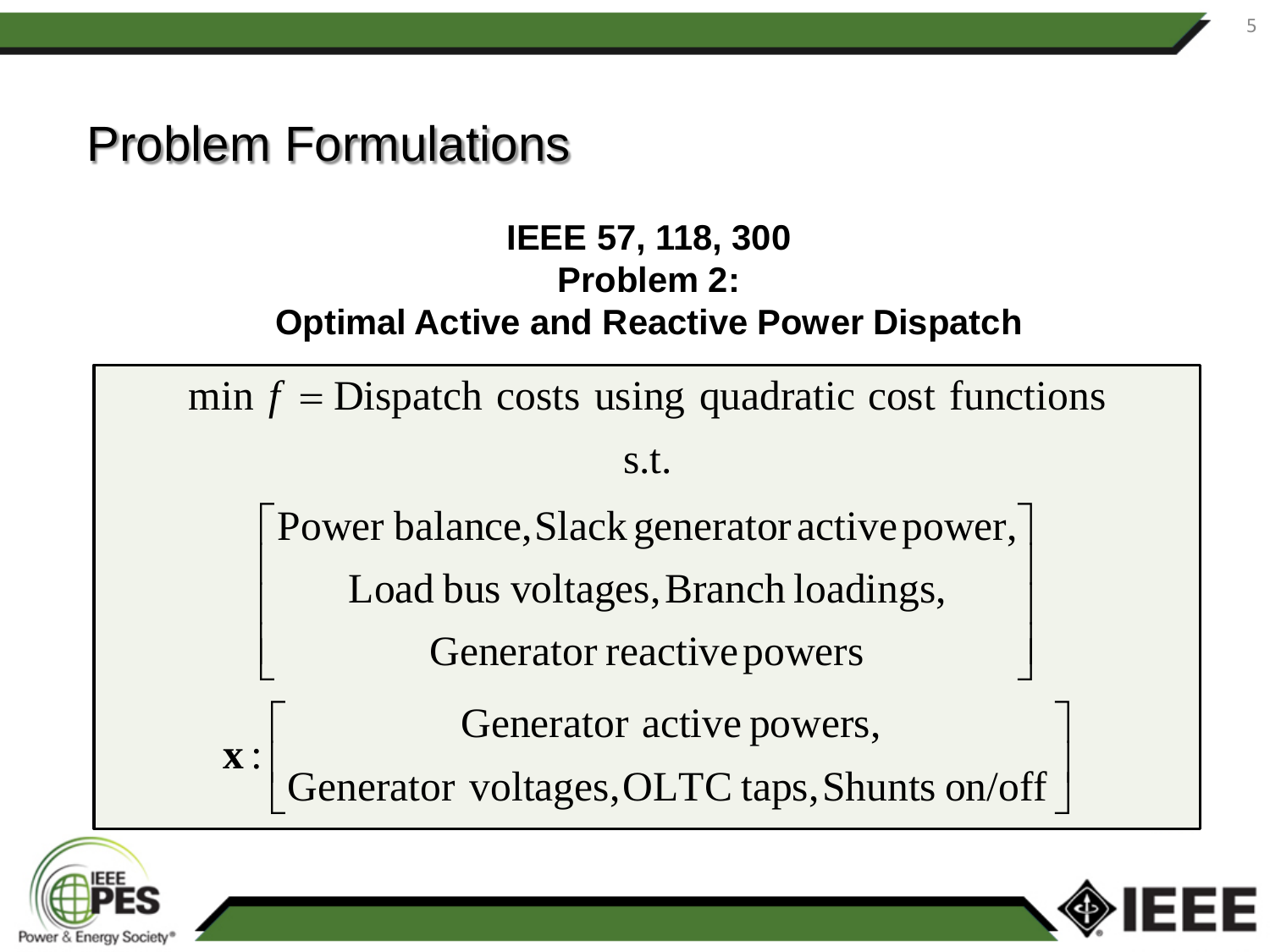# Problem Formulations

**IEEE 57, 118, 300**
**Problem 2:**
**Optimal Active and Reactive Power Dispatch**

$$\min f = \text{Dispatch costs using quadratic cost functions}$$

$$\text{s.t.}$$

$$\begin{bmatrix} \text{Power balance, Slack generator active power,} \\ \text{Load bus voltages, Branch loadings,} \\ \text{Generator reactive powers} \end{bmatrix}$$

$$\mathbf{x} : \begin{bmatrix} \text{Generator active powers,} \\ \text{Generator voltages, OLTC taps, Shunts on/off} \end{bmatrix}$$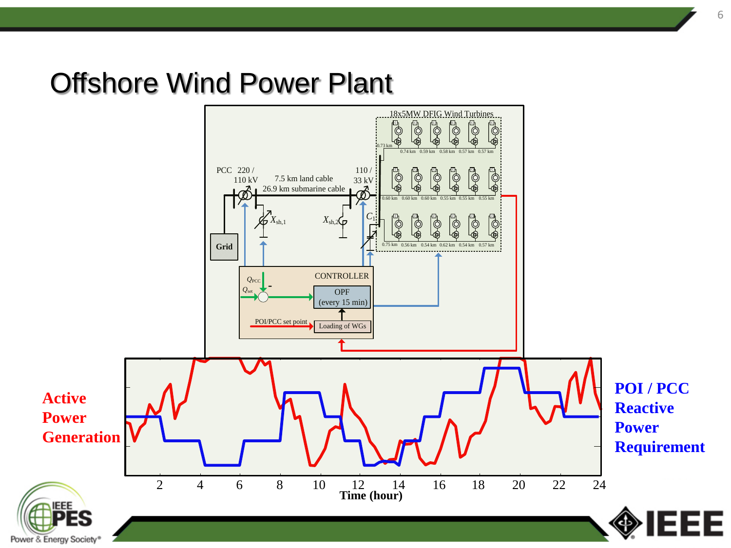# Offshore Wind Power Plant

18x5MW DFIG Wind Turbines

0.73 km — 0.74 km, 0.59 km, 0.58 km, 0.57 km, 0.57 km

0.60 km, 0.60 km, 0.60 km, 0.55 km, 0.55 km, 0.55 km

0.75 km, 0.56 km, 0.54 km, 0.62 km, 0.54 km, 0.57 km

PCC 220 / 110 kV

7.5 km land cable

26.9 km submarine cable

110 / 33 kV

$X_{sh,1}$

$X_{sh,2}$

$C_1$

Grid

CONTROLLER

$Q_{PCC}$

$Q_{set}$

OPF (every 15 min)

POI/PCC set point

Loading of WGs

**Active Power Generation**

**POI / PCC Reactive Power Requirement**

Time (hour): 2, 4, 6, 8, 10, 12, 14, 16, 18, 20, 22, 24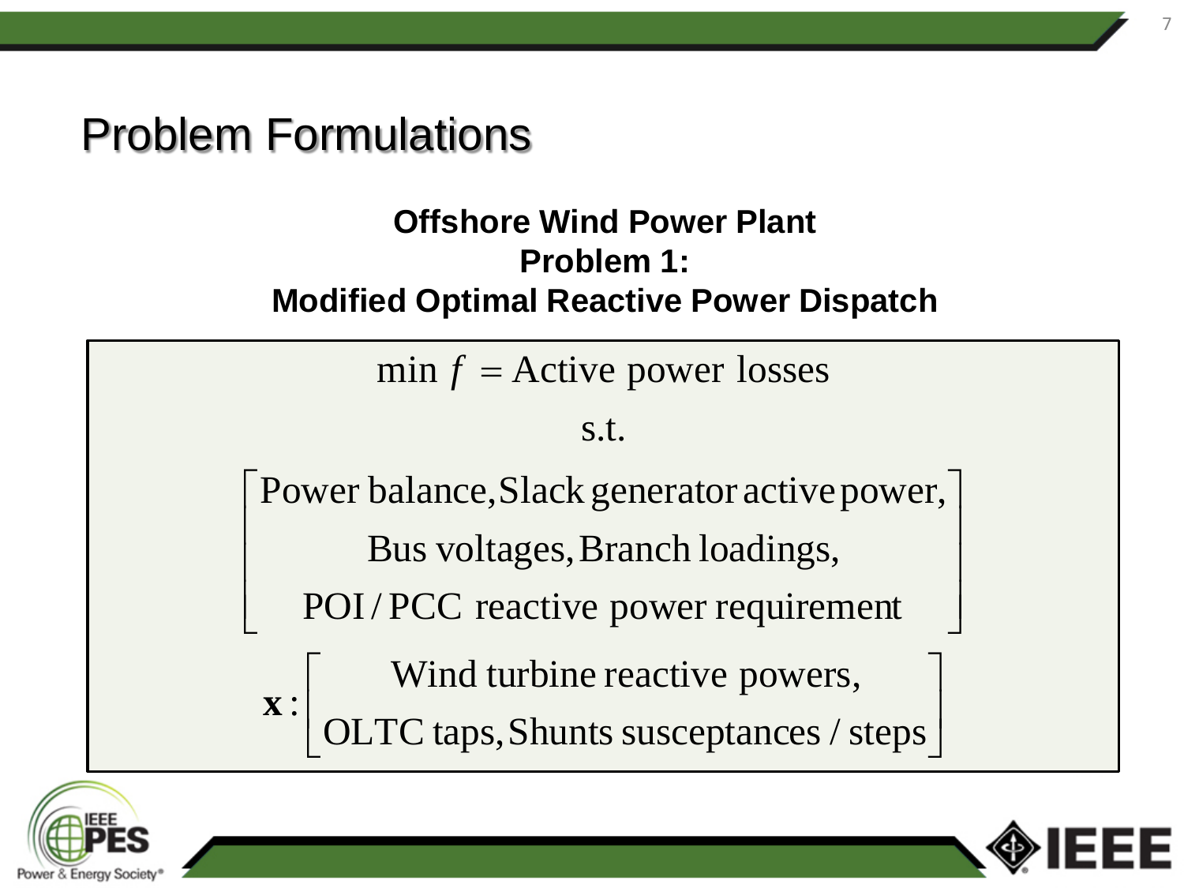# Problem Formulations

**Offshore Wind Power Plant**
**Problem 1:**
**Modified Optimal Reactive Power Dispatch**

$$\min f = \text{Active power losses}$$

$$\text{s.t.}$$

$$\begin{bmatrix} \text{Power balance, Slack generator active power,} \\ \text{Bus voltages, Branch loadings,} \\ \text{POI / PCC reactive power requirement} \end{bmatrix}$$

$$\mathbf{x} : \begin{bmatrix} \text{Wind turbine reactive powers,} \\ \text{OLTC taps, Shunts susceptances / steps} \end{bmatrix}$$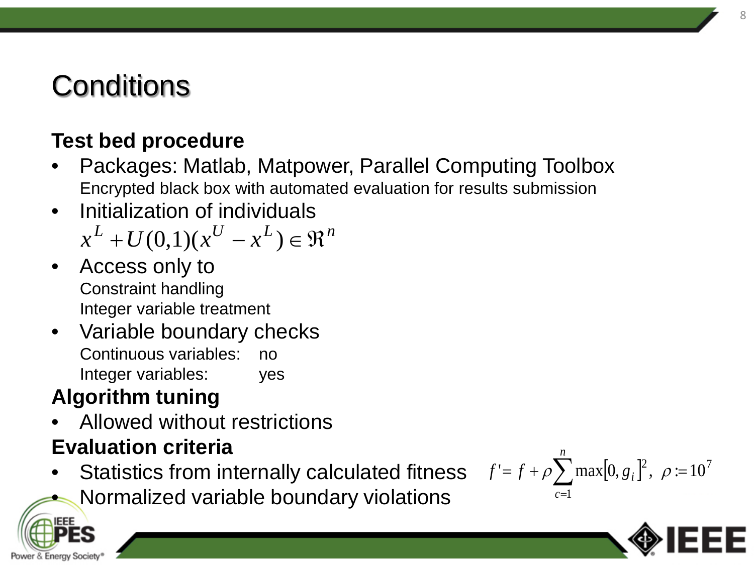# Conditions

**Test bed procedure**

- Packages: Matlab, Matpower, Parallel Computing Toolbox
  Encrypted black box with automated evaluation for results submission
- Initialization of individuals
  $x^L + U(0,1)(x^U - x^L) \in \Re^n$
- Access only to
  Constraint handling
  Integer variable treatment
- Variable boundary checks
  Continuous variables: no
  Integer variables: yes

**Algorithm tuning**

- Allowed without restrictions

**Evaluation criteria**

- Statistics from internally calculated fitness $f' = f + \rho \sum_{c=1}^{n} \max[0, g_i]^2, \ \rho := 10^7$
- Normalized variable boundary violations